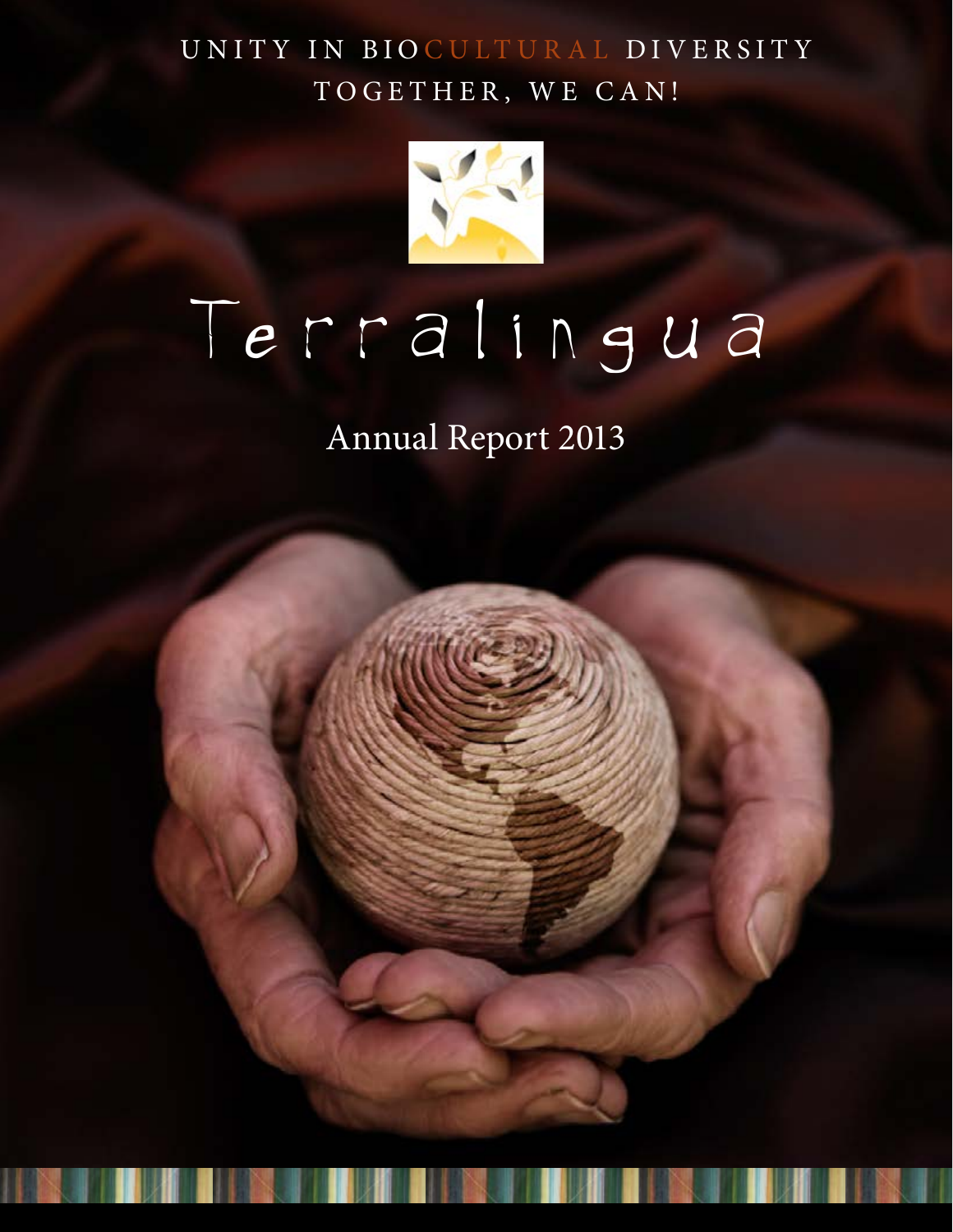UNITY IN BIOCULTURAL DIVERSITY

TOGETHER, WE CAN!

# Terralingua

## Annual Report 2013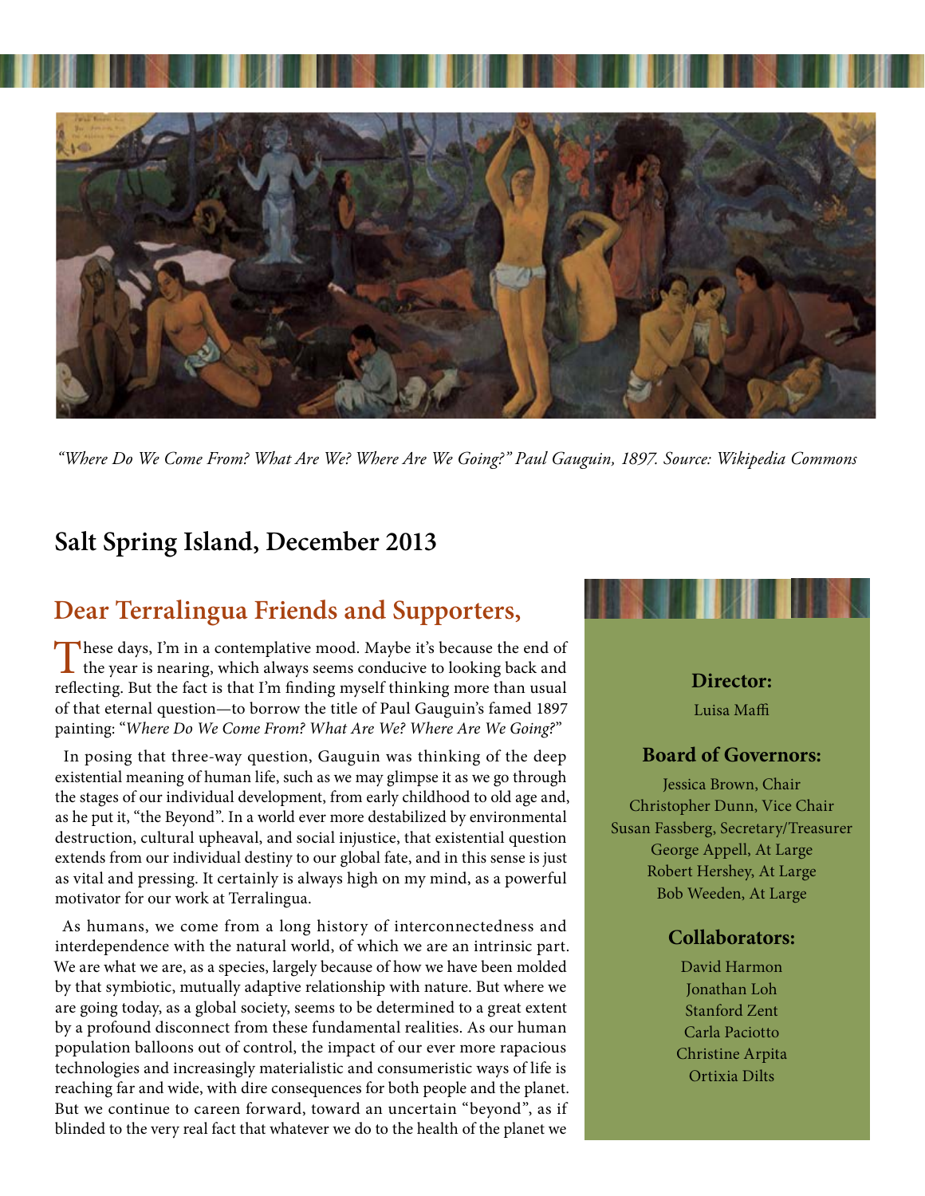*"Where Do We Come From? What Are We? Where Are We Going?" Paul Gauguin, 1897. Source: Wikipedia Commons*

## Salt Spring Island, December 2013

## Dear Terralingua Friends and Supporters,

These days, I'm in a contemplative mood. Maybe it's because the end of the year is nearing, which always seems conducive to looking back and reflecting. But the fact is that I'm finding myself thinking more than usual of that eternal question—to borrow the title of Paul Gauguin's famed 1897 painting: "*Where Do We Come From? What Are We? Where Are We Going?*"

In posing that three-way question, Gauguin was thinking of the deep existential meaning of human life, such as we may glimpse it as we go through the stages of our individual development, from early childhood to old age and, as he put it, "the Beyond". In a world ever more destabilized by environmental destruction, cultural upheaval, and social injustice, that existential question extends from our individual destiny to our global fate, and in this sense is just as vital and pressing. It certainly is always high on my mind, as a powerful motivator for our work at Terralingua.

As humans, we come from a long history of interconnectedness and interdependence with the natural world, of which we are an intrinsic part. We are what we are, as a species, largely because of how we have been molded by that symbiotic, mutually adaptive relationship with nature. But where we are going today, as a global society, seems to be determined to a great extent by a profound disconnect from these fundamental realities. As our human population balloons out of control, the impact of our ever more rapacious technologies and increasingly materialistic and consumeristic ways of life is reaching far and wide, with dire consequences for both people and the planet. But we continue to careen forward, toward an uncertain "beyond", as if blinded to the very real fact that whatever we do to the health of the planet we

**Director:**

Luisa Maffi

**Board of Governors:**

Jessica Brown, Chair
Christopher Dunn, Vice Chair
Susan Fassberg, Secretary/Treasurer
George Appell, At Large
Robert Hershey, At Large
Bob Weeden, At Large

**Collaborators:**

David Harmon
Jonathan Loh
Stanford Zent
Carla Paciotto
Christine Arpita
Ortixia Dilts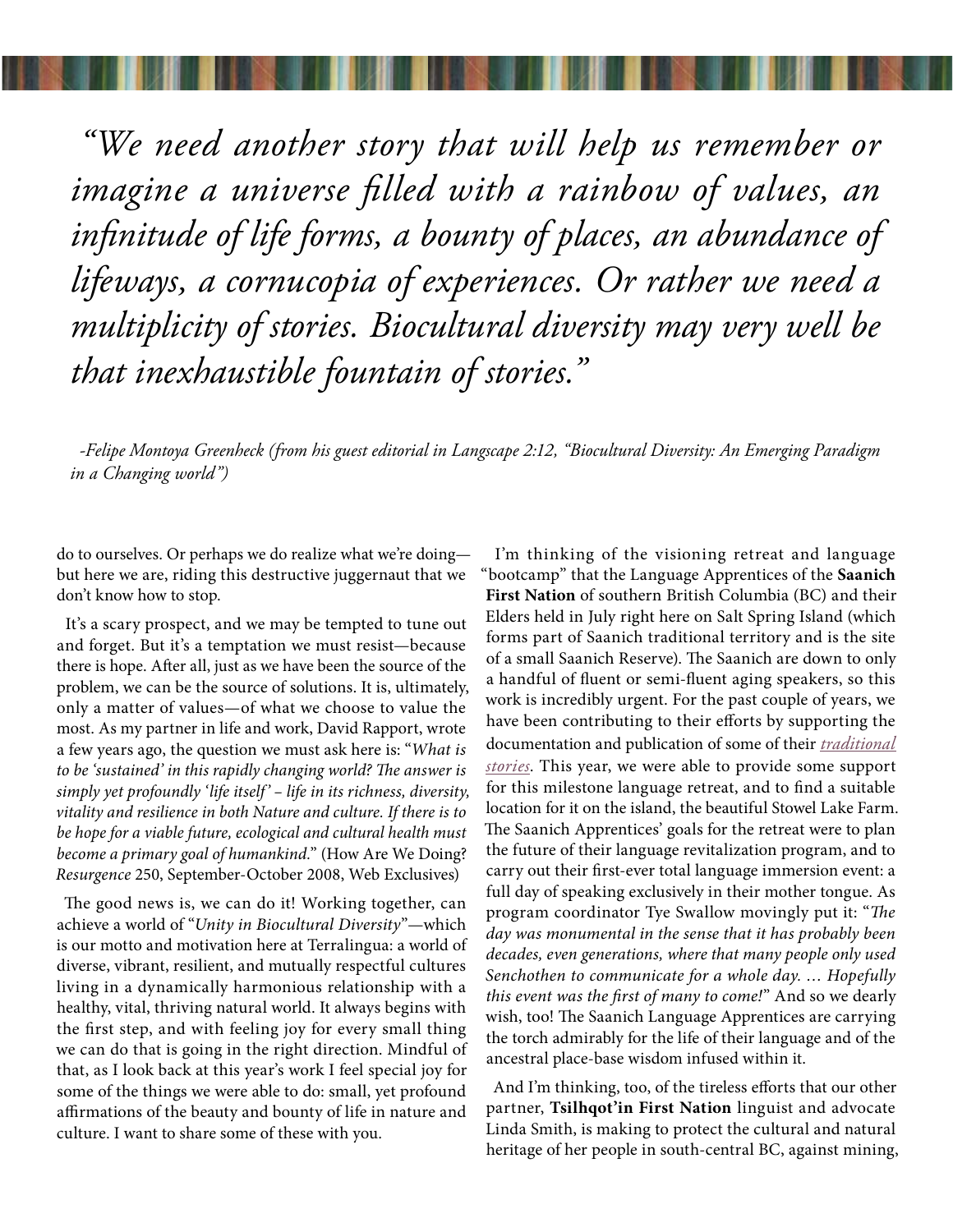*"We need another story that will help us remember or imagine a universe filled with a rainbow of values, an infinitude of life forms, a bounty of places, an abundance of lifeways, a cornucopia of experiences. Or rather we need a multiplicity of stories. Biocultural diversity may very well be that inexhaustible fountain of stories."*

*-Felipe Montoya Greenheck (from his guest editorial in Langscape 2:12, "Biocultural Diversity: An Emerging Paradigm in a Changing world")*

do to ourselves. Or perhaps we do realize what we're doing—but here we are, riding this destructive juggernaut that we don't know how to stop.

It's a scary prospect, and we may be tempted to tune out and forget. But it's a temptation we must resist—because there is hope. After all, just as we have been the source of the problem, we can be the source of solutions. It is, ultimately, only a matter of values—of what we choose to value the most. As my partner in life and work, David Rapport, wrote a few years ago, the question we must ask here is: "*What is to be 'sustained' in this rapidly changing world? The answer is simply yet profoundly 'life itself' – life in its richness, diversity, vitality and resilience in both Nature and culture. If there is to be hope for a viable future, ecological and cultural health must become a primary goal of humankind.*" (How Are We Doing? *Resurgence* 250, September-October 2008, Web Exclusives)

The good news is, we can do it! Working together, can achieve a world of "*Unity in Biocultural Diversity*"—which is our motto and motivation here at Terralingua: a world of diverse, vibrant, resilient, and mutually respectful cultures living in a dynamically harmonious relationship with a healthy, vital, thriving natural world. It always begins with the first step, and with feeling joy for every small thing we can do that is going in the right direction. Mindful of that, as I look back at this year's work I feel special joy for some of the things we were able to do: small, yet profound affirmations of the beauty and bounty of life in nature and culture. I want to share some of these with you.

I'm thinking of the visioning retreat and language "bootcamp" that the Language Apprentices of the **Saanich First Nation** of southern British Columbia (BC) and their Elders held in July right here on Salt Spring Island (which forms part of Saanich traditional territory and is the site of a small Saanich Reserve). The Saanich are down to only a handful of fluent or semi-fluent aging speakers, so this work is incredibly urgent. For the past couple of years, we have been contributing to their efforts by supporting the documentation and publication of some of their *traditional stories*. This year, we were able to provide some support for this milestone language retreat, and to find a suitable location for it on the island, the beautiful Stowel Lake Farm. The Saanich Apprentices' goals for the retreat were to plan the future of their language revitalization program, and to carry out their first-ever total language immersion event: a full day of speaking exclusively in their mother tongue. As program coordinator Tye Swallow movingly put it: "*The day was monumental in the sense that it has probably been decades, even generations, where that many people only used Senchothen to communicate for a whole day. … Hopefully this event was the first of many to come!*" And so we dearly wish, too! The Saanich Language Apprentices are carrying the torch admirably for the life of their language and of the ancestral place-base wisdom infused within it.

And I'm thinking, too, of the tireless efforts that our other partner, **Tsilhqot'in First Nation** linguist and advocate Linda Smith, is making to protect the cultural and natural heritage of her people in south-central BC, against mining,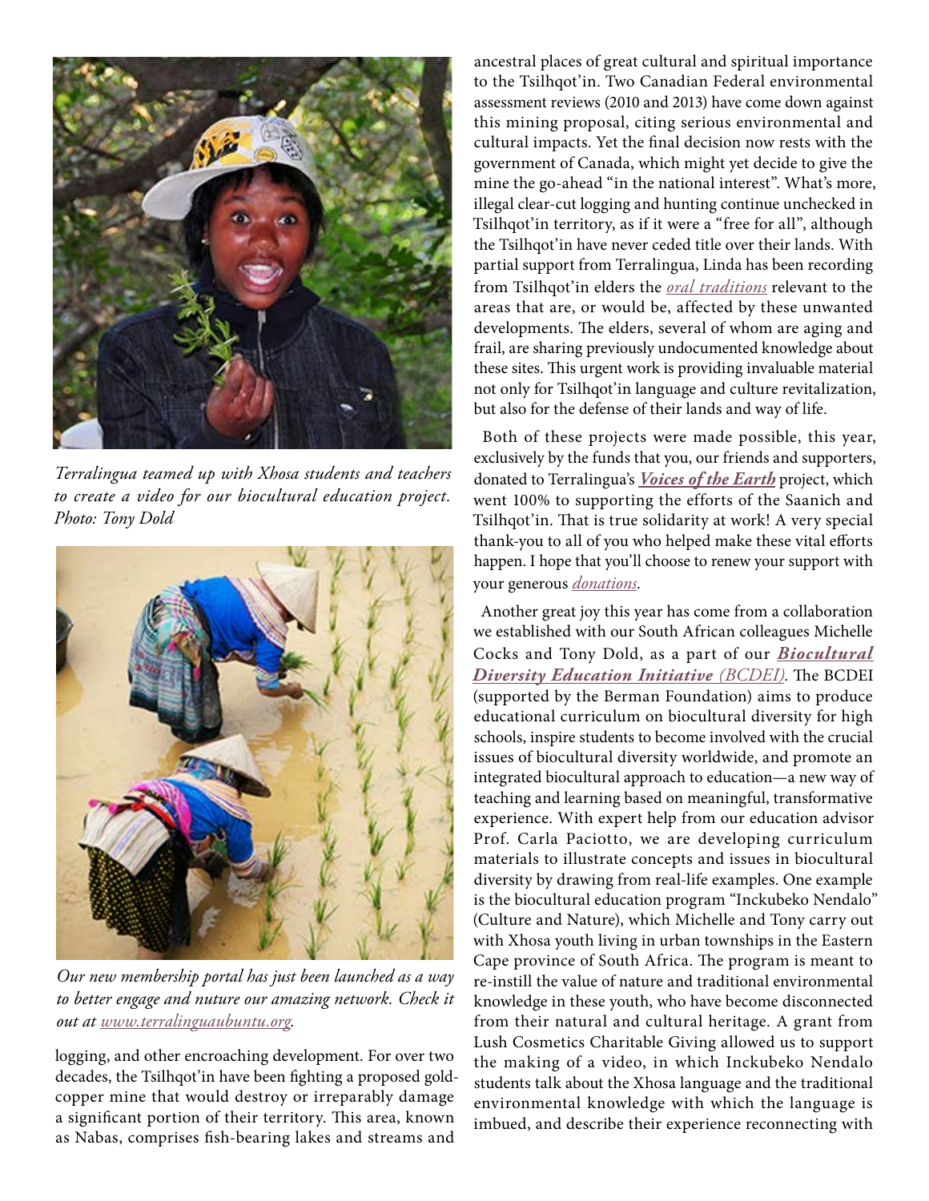*Terralingua teamed up with Xhosa students and teachers to create a video for our biocultural education project. Photo: Tony Dold*

*Our new membership portal has just been launched as a way to better engage and nuture our amazing network. Check it out at [www.terralinguaubuntu.org](www.terralinguaubuntu.org).*

logging, and other encroaching development. For over two decades, the Tsilhqot'in have been fighting a proposed gold-copper mine that would destroy or irreparably damage a significant portion of their territory. This area, known as Nabas, comprises fish-bearing lakes and streams and ancestral places of great cultural and spiritual importance to the Tsilhqot'in. Two Canadian Federal environmental assessment reviews (2010 and 2013) have come down against this mining proposal, citing serious environmental and cultural impacts. Yet the final decision now rests with the government of Canada, which might yet decide to give the mine the go-ahead "in the national interest". What's more, illegal clear-cut logging and hunting continue unchecked in Tsilhqot'in territory, as if it were a "free for all", although the Tsilhqot'in have never ceded title over their lands. With partial support from Terralingua, Linda has been recording from Tsilhqot'in elders the *oral traditions* relevant to the areas that are, or would be, affected by these unwanted developments. The elders, several of whom are aging and frail, are sharing previously undocumented knowledge about these sites. This urgent work is providing invaluable material not only for Tsilhqot'in language and culture revitalization, but also for the defense of their lands and way of life.

Both of these projects were made possible, this year, exclusively by the funds that you, our friends and supporters, donated to Terralingua's ***Voices of the Earth*** project, which went 100% to supporting the efforts of the Saanich and Tsilhqot'in. That is true solidarity at work! A very special thank-you to all of you who helped make these vital efforts happen. I hope that you'll choose to renew your support with your generous *donations*.

Another great joy this year has come from a collaboration we established with our South African colleagues Michelle Cocks and Tony Dold, as a part of our ***Biocultural Diversity Education Initiative** (BCDEI)*. The BCDEI (supported by the Berman Foundation) aims to produce educational curriculum on biocultural diversity for high schools, inspire students to become involved with the crucial issues of biocultural diversity worldwide, and promote an integrated biocultural approach to education—a new way of teaching and learning based on meaningful, transformative experience. With expert help from our education advisor Prof. Carla Paciotto, we are developing curriculum materials to illustrate concepts and issues in biocultural diversity by drawing from real-life examples. One example is the biocultural education program "Inckubeko Nendalo" (Culture and Nature), which Michelle and Tony carry out with Xhosa youth living in urban townships in the Eastern Cape province of South Africa. The program is meant to re-instill the value of nature and traditional environmental knowledge in these youth, who have become disconnected from their natural and cultural heritage. A grant from Lush Cosmetics Charitable Giving allowed us to support the making of a video, in which Inckubeko Nendalo students talk about the Xhosa language and the traditional environmental knowledge with which the language is imbued, and describe their experience reconnecting with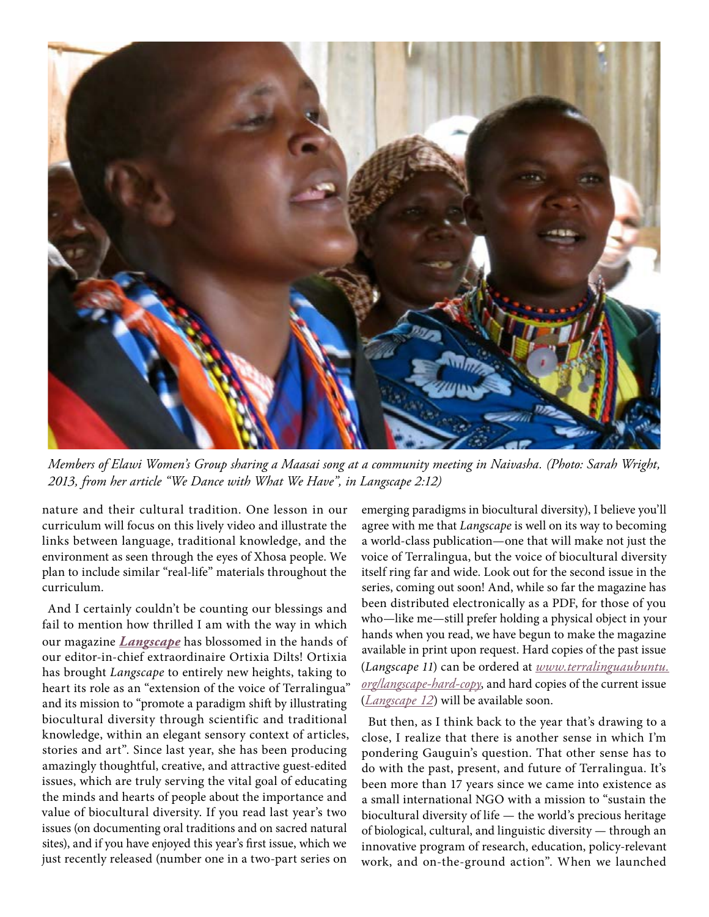*Members of Elawi Women's Group sharing a Maasai song at a community meeting in Naivasha. (Photo: Sarah Wright, 2013, from her article "We Dance with What We Have", in Langscape 2:12)*

nature and their cultural tradition. One lesson in our curriculum will focus on this lively video and illustrate the links between language, traditional knowledge, and the environment as seen through the eyes of Xhosa people. We plan to include similar "real-life" materials throughout the curriculum.

And I certainly couldn't be counting our blessings and fail to mention how thrilled I am with the way in which our magazine ***Langscape*** has blossomed in the hands of our editor-in-chief extraordinaire Ortixia Dilts! Ortixia has brought *Langscape* to entirely new heights, taking to heart its role as an "extension of the voice of Terralingua" and its mission to "promote a paradigm shift by illustrating biocultural diversity through scientific and traditional knowledge, within an elegant sensory context of articles, stories and art". Since last year, she has been producing amazingly thoughtful, creative, and attractive guest-edited issues, which are truly serving the vital goal of educating the minds and hearts of people about the importance and value of biocultural diversity. If you read last year's two issues (on documenting oral traditions and on sacred natural sites), and if you have enjoyed this year's first issue, which we just recently released (number one in a two-part series on emerging paradigms in biocultural diversity), I believe you'll agree with me that *Langscape* is well on its way to becoming a world-class publication—one that will make not just the voice of Terralingua, but the voice of biocultural diversity itself ring far and wide. Look out for the second issue in the series, coming out soon! And, while so far the magazine has been distributed electronically as a PDF, for those of you who—like me—still prefer holding a physical object in your hands when you read, we have begun to make the magazine available in print upon request. Hard copies of the past issue (*Langscape 11*) can be ordered at *www.terralinguaubuntu.org/langscape-hard-copy*, and hard copies of the current issue (*Langscape 12*) will be available soon.

But then, as I think back to the year that's drawing to a close, I realize that there is another sense in which I'm pondering Gauguin's question. That other sense has to do with the past, present, and future of Terralingua. It's been more than 17 years since we came into existence as a small international NGO with a mission to "sustain the biocultural diversity of life — the world's precious heritage of biological, cultural, and linguistic diversity — through an innovative program of research, education, policy-relevant work, and on-the-ground action". When we launched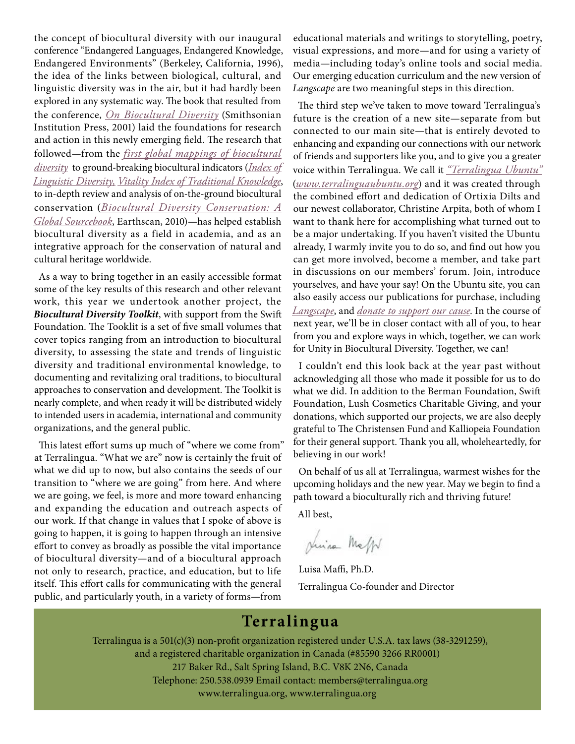the concept of biocultural diversity with our inaugural conference "Endangered Languages, Endangered Knowledge, Endangered Environments" (Berkeley, California, 1996), the idea of the links between biological, cultural, and linguistic diversity was in the air, but it had hardly been explored in any systematic way. The book that resulted from the conference, *On Biocultural Diversity* (Smithsonian Institution Press, 2001) laid the foundations for research and action in this newly emerging field. The research that followed—from the *first global mappings of biocultural diversity* to ground-breaking biocultural indicators (*Index of Linguistic Diversity, Vitality Index of Traditional Knowledge*, to in-depth review and analysis of on-the-ground biocultural conservation (*Biocultural Diversity Conservation: A Global Sourcebook*, Earthscan, 2010)—has helped establish biocultural diversity as a field in academia, and as an integrative approach for the conservation of natural and cultural heritage worldwide.

As a way to bring together in an easily accessible format some of the key results of this research and other relevant work, this year we undertook another project, the ***Biocultural Diversity Toolkit***, with support from the Swift Foundation. The Tooklit is a set of five small volumes that cover topics ranging from an introduction to biocultural diversity, to assessing the state and trends of linguistic diversity and traditional environmental knowledge, to documenting and revitalizing oral traditions, to biocultural approaches to conservation and development. The Toolkit is nearly complete, and when ready it will be distributed widely to intended users in academia, international and community organizations, and the general public.

This latest effort sums up much of "where we come from" at Terralingua. "What we are" now is certainly the fruit of what we did up to now, but also contains the seeds of our transition to "where we are going" from here. And where we are going, we feel, is more and more toward enhancing and expanding the education and outreach aspects of our work. If that change in values that I spoke of above is going to happen, it is going to happen through an intensive effort to convey as broadly as possible the vital importance of biocultural diversity—and of a biocultural approach not only to research, practice, and education, but to life itself. This effort calls for communicating with the general public, and particularly youth, in a variety of forms—from educational materials and writings to storytelling, poetry, visual expressions, and more—and for using a variety of media—including today's online tools and social media. Our emerging education curriculum and the new version of *Langscape* are two meaningful steps in this direction.

The third step we've taken to move toward Terralingua's future is the creation of a new site—separate from but connected to our main site—that is entirely devoted to enhancing and expanding our connections with our network of friends and supporters like you, and to give you a greater voice within Terralingua. We call it *"Terralingua Ubuntu"* (*www.terralinguaubuntu.org*) and it was created through the combined effort and dedication of Ortixia Dilts and our newest collaborator, Christine Arpita, both of whom I want to thank here for accomplishing what turned out to be a major undertaking. If you haven't visited the Ubuntu already, I warmly invite you to do so, and find out how you can get more involved, become a member, and take part in discussions on our members' forum. Join, introduce yourselves, and have your say! On the Ubuntu site, you can also easily access our publications for purchase, including *Langscape*, and *donate to support our cause*. In the course of next year, we'll be in closer contact with all of you, to hear from you and explore ways in which, together, we can work for Unity in Biocultural Diversity. Together, we can!

I couldn't end this look back at the year past without acknowledging all those who made it possible for us to do what we did. In addition to the Berman Foundation, Swift Foundation, Lush Cosmetics Charitable Giving, and your donations, which supported our projects, we are also deeply grateful to The Christensen Fund and Kalliopeia Foundation for their general support. Thank you all, wholeheartedly, for believing in our work!

On behalf of us all at Terralingua, warmest wishes for the upcoming holidays and the new year. May we begin to find a path toward a bioculturally rich and thriving future!

All best,

Luisa Maffi, Ph.D.
Terralingua Co-founder and Director

## Terralingua

Terralingua is a 501(c)(3) non-profit organization registered under U.S.A. tax laws (38-3291259), and a registered charitable organization in Canada (#85590 3266 RR0001)
217 Baker Rd., Salt Spring Island, B.C. V8K 2N6, Canada
Telephone: 250.538.0939 Email contact: members@terralingua.org
www.terralingua.org, www.terralingua.org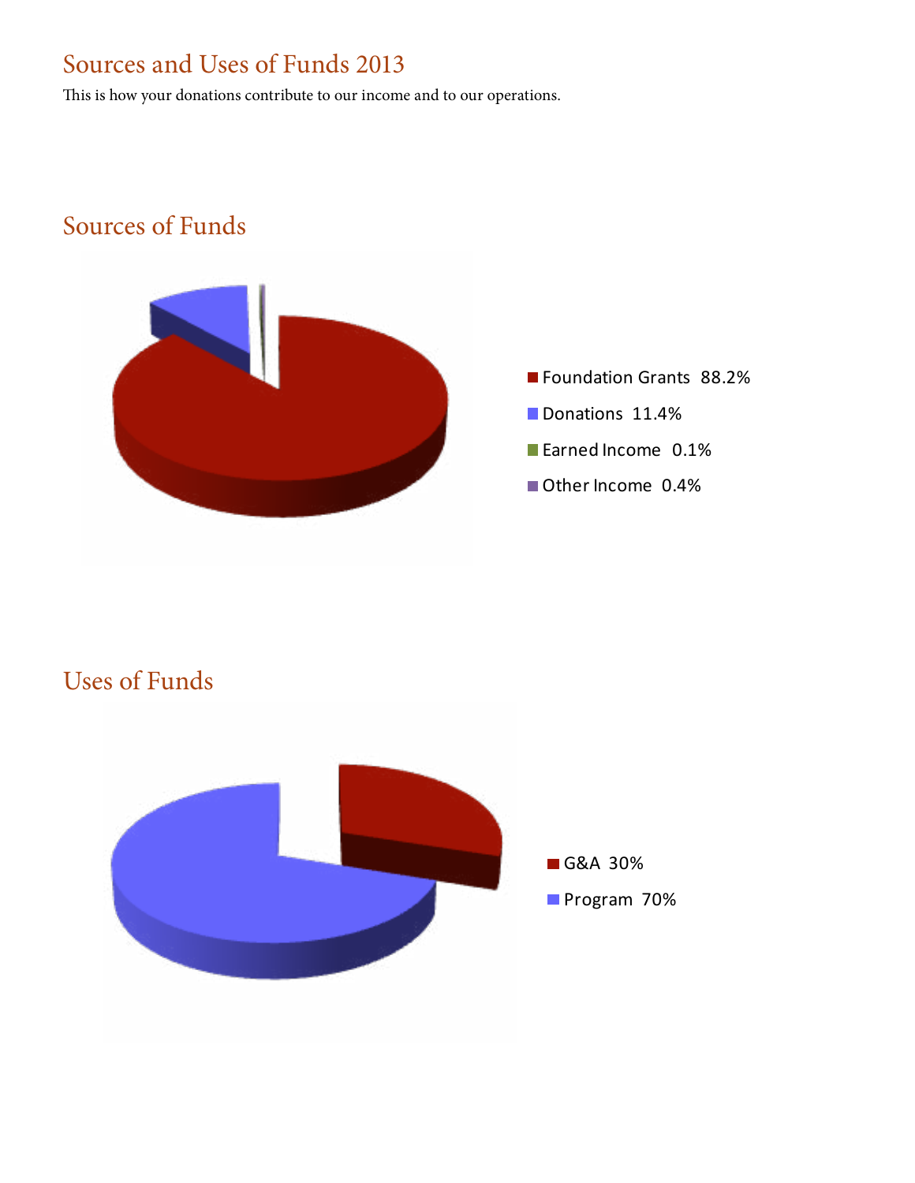# Sources and Uses of Funds 2013

This is how your donations contribute to our income and to our operations.

## Sources of Funds

- Foundation Grants 88.2%
- Donations 11.4%
- Earned Income 0.1%
- Other Income 0.4%

## Uses of Funds

- G&A 30%
- Program 70%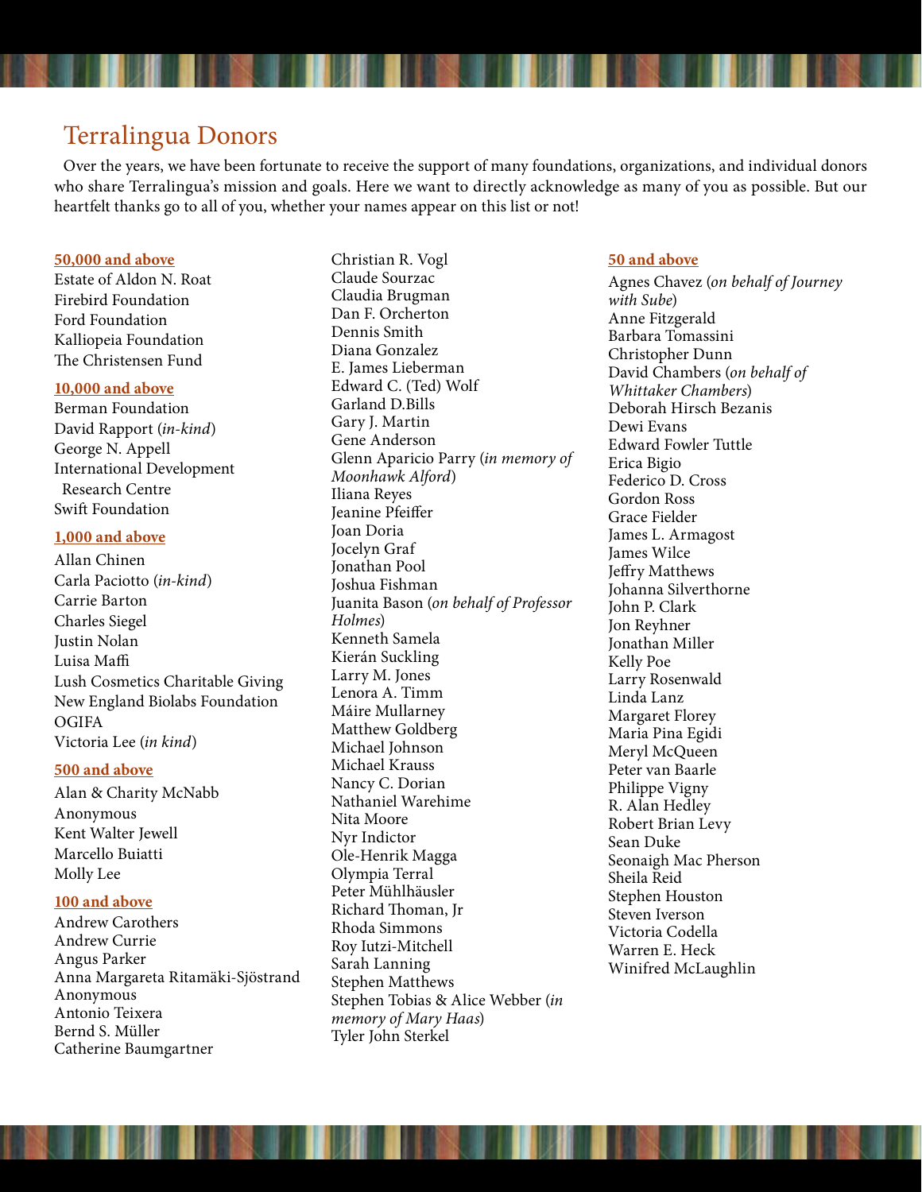# Terralingua Donors

Over the years, we have been fortunate to receive the support of many foundations, organizations, and individual donors who share Terralingua's mission and goals. Here we want to directly acknowledge as many of you as possible. But our heartfelt thanks go to all of you, whether your names appear on this list or not!

### 50,000 and above

Estate of Aldon N. Roat
Firebird Foundation
Ford Foundation
Kalliopeia Foundation
The Christensen Fund

### 10,000 and above

Berman Foundation
David Rapport (*in-kind*)
George N. Appell
International Development Research Centre
Swift Foundation

### 1,000 and above

Allan Chinen
Carla Paciotto (*in-kind*)
Carrie Barton
Charles Siegel
Justin Nolan
Luisa Maffi
Lush Cosmetics Charitable Giving
New England Biolabs Foundation
OGIFA
Victoria Lee (*in kind*)

### 500 and above

Alan & Charity McNabb
Anonymous
Kent Walter Jewell
Marcello Buiatti
Molly Lee

### 100 and above

Andrew Carothers
Andrew Currie
Angus Parker
Anna Margareta Ritamäki-Sjöstrand
Anonymous
Antonio Teixera
Bernd S. Müller
Catherine Baumgartner
Christian R. Vogl
Claude Sourzac
Claudia Brugman
Dan F. Orcherton
Dennis Smith
Diana Gonzalez
E. James Lieberman
Edward C. (Ted) Wolf
Garland D.Bills
Gary J. Martin
Gene Anderson
Glenn Aparicio Parry (*in memory of Moonhawk Alford*)
Iliana Reyes
Jeanine Pfeiffer
Joan Doria
Jocelyn Graf
Jonathan Pool
Joshua Fishman
Juanita Bason (*on behalf of Professor Holmes*)
Kenneth Samela
Kierán Suckling
Larry M. Jones
Lenora A. Timm
Máire Mullarney
Matthew Goldberg
Michael Johnson
Michael Krauss
Nancy C. Dorian
Nathaniel Warehime
Nita Moore
Nyr Indictor
Ole-Henrik Magga
Olympia Terral
Peter Mühlhäusler
Richard Thoman, Jr
Rhoda Simmons
Roy Iutzi-Mitchell
Sarah Lanning
Stephen Matthews
Stephen Tobias & Alice Webber (*in memory of Mary Haas*)
Tyler John Sterkel

### 50 and above

Agnes Chavez (*on behalf of Journey with Sube*)
Anne Fitzgerald
Barbara Tomassini
Christopher Dunn
David Chambers (*on behalf of Whittaker Chambers*)
Deborah Hirsch Bezanis
Dewi Evans
Edward Fowler Tuttle
Erica Bigio
Federico D. Cross
Gordon Ross
Grace Fielder
James L. Armagost
James Wilce
Jeffry Matthews
Johanna Silverthorne
John P. Clark
Jon Reyhner
Jonathan Miller
Kelly Poe
Larry Rosenwald
Linda Lanz
Margaret Florey
Maria Pina Egidi
Meryl McQueen
Peter van Baarle
Philippe Vigny
R. Alan Hedley
Robert Brian Levy
Sean Duke
Seonaigh Mac Pherson
Sheila Reid
Stephen Houston
Steven Iverson
Victoria Codella
Warren E. Heck
Winifred McLaughlin